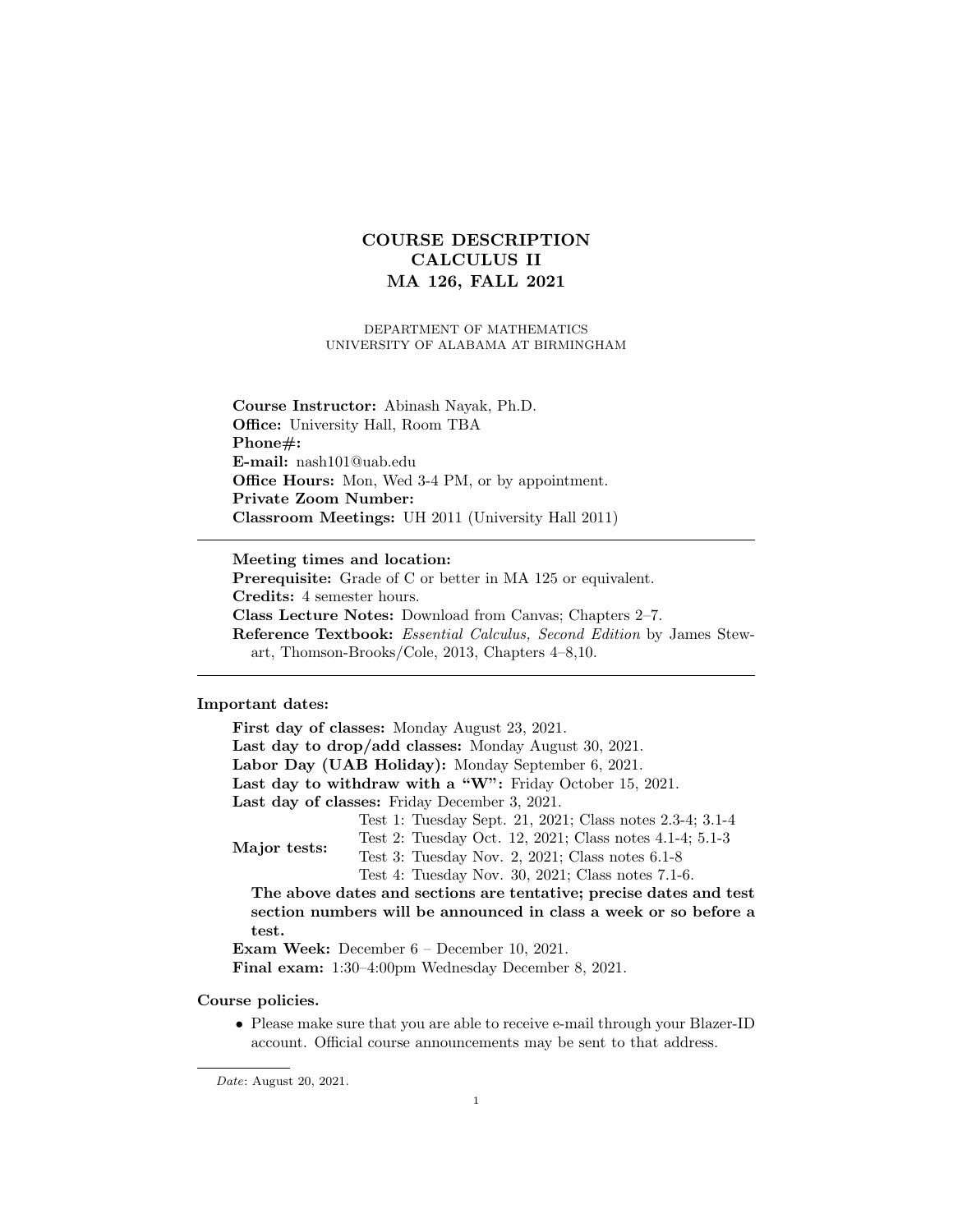# COURSE DESCRIPTION
# CALCULUS II
# MA 126, FALL 2021

DEPARTMENT OF MATHEMATICS
UNIVERSITY OF ALABAMA AT BIRMINGHAM

**Course Instructor:** Abinash Nayak, Ph.D.
**Office:** University Hall, Room TBA
**Phone#:**
**E-mail:** nash101@uab.edu
**Office Hours:** Mon, Wed 3-4 PM, or by appointment.
**Private Zoom Number:**
**Classroom Meetings:** UH 2011 (University Hall 2011)

---

**Meeting times and location:**
**Prerequisite:** Grade of C or better in MA 125 or equivalent.
**Credits:** 4 semester hours.
**Class Lecture Notes:** Download from Canvas; Chapters 2–7.
**Reference Textbook:** *Essential Calculus, Second Edition* by James Stewart, Thomson-Brooks/Cole, 2013, Chapters 4–8,10.

---

**Important dates:**

**First day of classes:** Monday August 23, 2021.
**Last day to drop/add classes:** Monday August 30, 2021.
**Labor Day (UAB Holiday):** Monday September 6, 2021.
**Last day to withdraw with a "W":** Friday October 15, 2021.
**Last day of classes:** Friday December 3, 2021.

**Major tests:**
- Test 1: Tuesday Sept. 21, 2021; Class notes 2.3-4; 3.1-4
- Test 2: Tuesday Oct. 12, 2021; Class notes 4.1-4; 5.1-3
- Test 3: Tuesday Nov. 2, 2021; Class notes 6.1-8
- Test 4: Tuesday Nov. 30, 2021; Class notes 7.1-6.

**The above dates and sections are tentative; precise dates and test section numbers will be announced in class a week or so before a test.**

**Exam Week:** December 6 – December 10, 2021.
**Final exam:** 1:30–4:00pm Wednesday December 8, 2021.

**Course policies.**

- Please make sure that you are able to receive e-mail through your Blazer-ID account. Official course announcements may be sent to that address.

---

*Date*: August 20, 2021.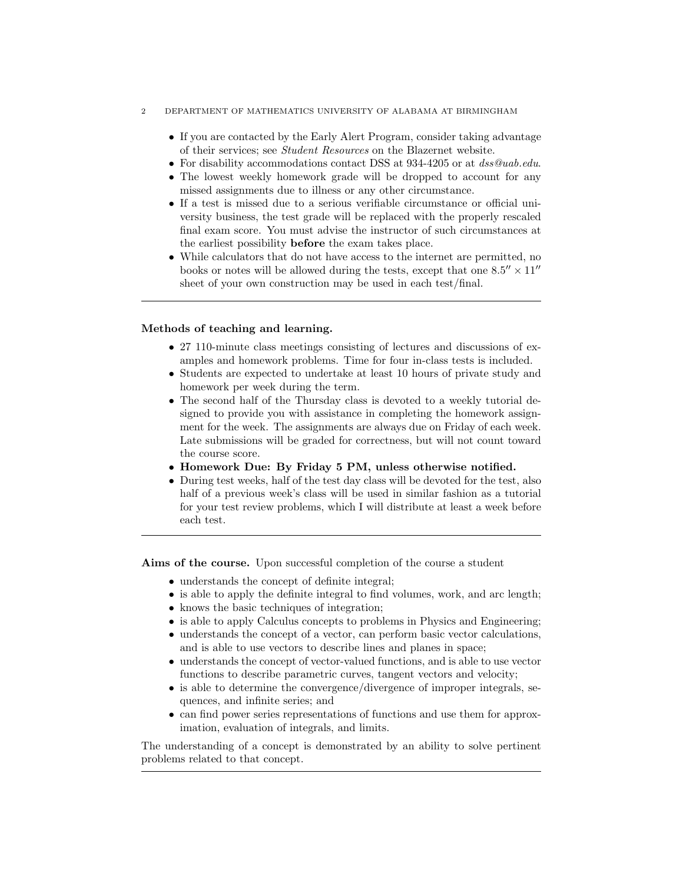- If you are contacted by the Early Alert Program, consider taking advantage of their services; see *Student Resources* on the Blazernet website.
- For disability accommodations contact DSS at 934-4205 or at *dss@uab.edu*.
- The lowest weekly homework grade will be dropped to account for any missed assignments due to illness or any other circumstance.
- If a test is missed due to a serious verifiable circumstance or official university business, the test grade will be replaced with the properly rescaled final exam score. You must advise the instructor of such circumstances at the earliest possibility **before** the exam takes place.
- While calculators that do not have access to the internet are permitted, no books or notes will be allowed during the tests, except that one $8.5'' \times 11''$ sheet of your own construction may be used in each test/final.

---

**Methods of teaching and learning.**

- 27 110-minute class meetings consisting of lectures and discussions of examples and homework problems. Time for four in-class tests is included.
- Students are expected to undertake at least 10 hours of private study and homework per week during the term.
- The second half of the Thursday class is devoted to a weekly tutorial designed to provide you with assistance in completing the homework assignment for the week. The assignments are always due on Friday of each week. Late submissions will be graded for correctness, but will not count toward the course score.
- **Homework Due: By Friday 5 PM, unless otherwise notified.**
- During test weeks, half of the test day class will be devoted for the test, also half of a previous week's class will be used in similar fashion as a tutorial for your test review problems, which I will distribute at least a week before each test.

---

**Aims of the course.** Upon successful completion of the course a student

- understands the concept of definite integral;
- is able to apply the definite integral to find volumes, work, and arc length;
- knows the basic techniques of integration;
- is able to apply Calculus concepts to problems in Physics and Engineering;
- understands the concept of a vector, can perform basic vector calculations, and is able to use vectors to describe lines and planes in space;
- understands the concept of vector-valued functions, and is able to use vector functions to describe parametric curves, tangent vectors and velocity;
- is able to determine the convergence/divergence of improper integrals, sequences, and infinite series; and
- can find power series representations of functions and use them for approximation, evaluation of integrals, and limits.

The understanding of a concept is demonstrated by an ability to solve pertinent problems related to that concept.

---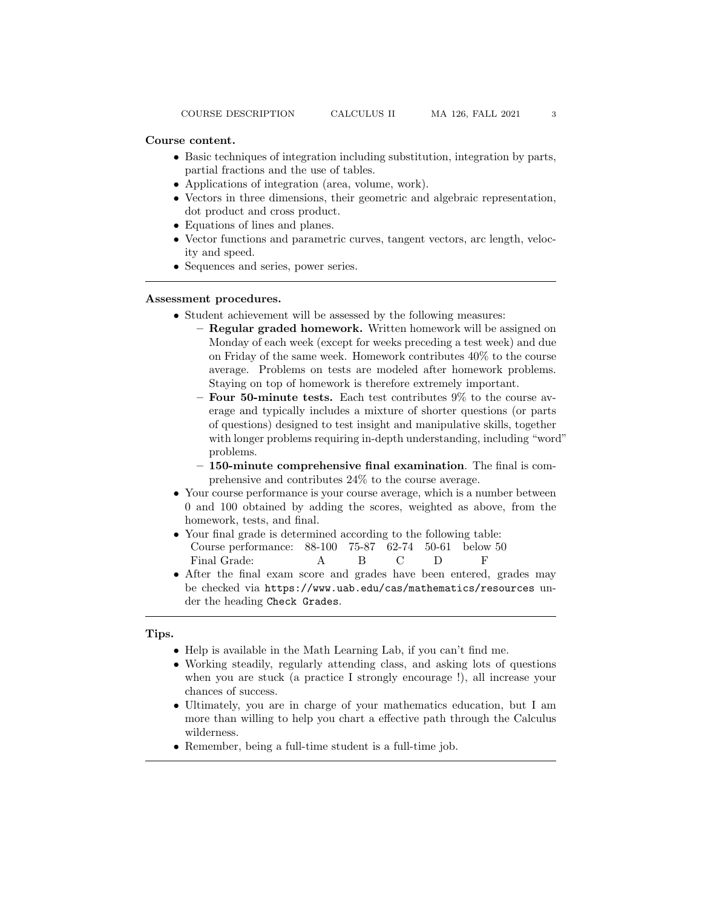**Course content.**

- Basic techniques of integration including substitution, integration by parts, partial fractions and the use of tables.
- Applications of integration (area, volume, work).
- Vectors in three dimensions, their geometric and algebraic representation, dot product and cross product.
- Equations of lines and planes.
- Vector functions and parametric curves, tangent vectors, arc length, velocity and speed.
- Sequences and series, power series.

---

**Assessment procedures.**

- Student achievement will be assessed by the following measures:
  - **Regular graded homework.** Written homework will be assigned on Monday of each week (except for weeks preceding a test week) and due on Friday of the same week. Homework contributes 40% to the course average. Problems on tests are modeled after homework problems. Staying on top of homework is therefore extremely important.
  - **Four 50-minute tests.** Each test contributes 9% to the course average and typically includes a mixture of shorter questions (or parts of questions) designed to test insight and manipulative skills, together with longer problems requiring in-depth understanding, including "word" problems.
  - **150-minute comprehensive final examination**. The final is comprehensive and contributes 24% to the course average.
- Your course performance is your course average, which is a number between 0 and 100 obtained by adding the scores, weighted as above, from the homework, tests, and final.
- Your final grade is determined according to the following table:

| Course performance: | 88-100 | 75-87 | 62-74 | 50-61 | below 50 |
|---|---|---|---|---|---|
| Final Grade: | A | B | C | D | F |

- After the final exam score and grades have been entered, grades may be checked via `https://www.uab.edu/cas/mathematics/resources` under the heading `Check Grades`.

---

**Tips.**

- Help is available in the Math Learning Lab, if you can't find me.
- Working steadily, regularly attending class, and asking lots of questions when you are stuck (a practice I strongly encourage !), all increase your chances of success.
- Ultimately, you are in charge of your mathematics education, but I am more than willing to help you chart a effective path through the Calculus wilderness.
- Remember, being a full-time student is a full-time job.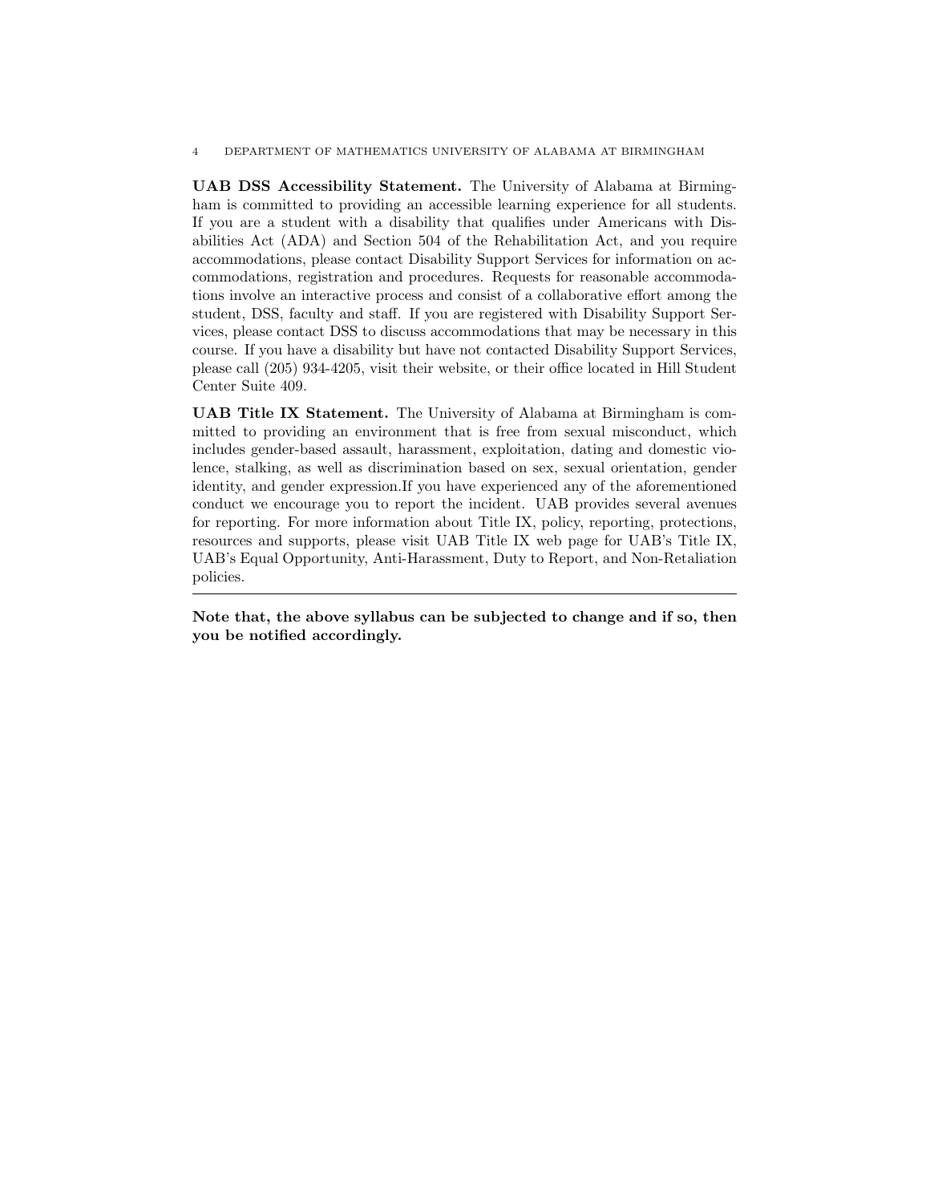**UAB DSS Accessibility Statement.** The University of Alabama at Birmingham is committed to providing an accessible learning experience for all students. If you are a student with a disability that qualifies under Americans with Disabilities Act (ADA) and Section 504 of the Rehabilitation Act, and you require accommodations, please contact Disability Support Services for information on accommodations, registration and procedures. Requests for reasonable accommodations involve an interactive process and consist of a collaborative effort among the student, DSS, faculty and staff. If you are registered with Disability Support Services, please contact DSS to discuss accommodations that may be necessary in this course. If you have a disability but have not contacted Disability Support Services, please call (205) 934-4205, visit their website, or their office located in Hill Student Center Suite 409.

**UAB Title IX Statement.** The University of Alabama at Birmingham is committed to providing an environment that is free from sexual misconduct, which includes gender-based assault, harassment, exploitation, dating and domestic violence, stalking, as well as discrimination based on sex, sexual orientation, gender identity, and gender expression.If you have experienced any of the aforementioned conduct we encourage you to report the incident. UAB provides several avenues for reporting. For more information about Title IX, policy, reporting, protections, resources and supports, please visit UAB Title IX web page for UAB's Title IX, UAB's Equal Opportunity, Anti-Harassment, Duty to Report, and Non-Retaliation policies.

---

**Note that, the above syllabus can be subjected to change and if so, then you be notified accordingly.**